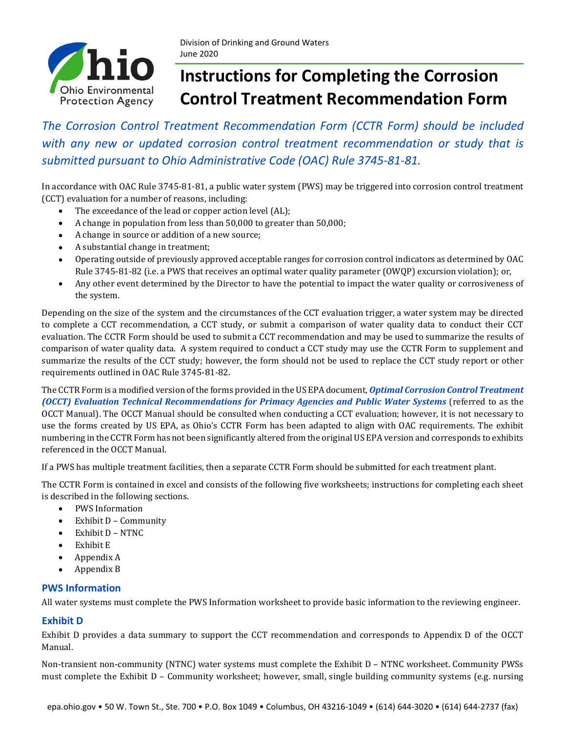Division of Drinking and Ground Waters
June 2020

# Instructions for Completing the Corrosion Control Treatment Recommendation Form

*The Corrosion Control Treatment Recommendation Form (CCTR Form) should be included with any new or updated corrosion control treatment recommendation or study that is submitted pursuant to Ohio Administrative Code (OAC) Rule 3745-81-81.*

In accordance with OAC Rule 3745-81-81, a public water system (PWS) may be triggered into corrosion control treatment (CCT) evaluation for a number of reasons, including:

- The exceedance of the lead or copper action level (AL);
- A change in population from less than 50,000 to greater than 50,000;
- A change in source or addition of a new source;
- A substantial change in treatment;
- Operating outside of previously approved acceptable ranges for corrosion control indicators as determined by OAC Rule 3745-81-82 (i.e. a PWS that receives an optimal water quality parameter (OWQP) excursion violation); or,
- Any other event determined by the Director to have the potential to impact the water quality or corrosiveness of the system.

Depending on the size of the system and the circumstances of the CCT evaluation trigger, a water system may be directed to complete a CCT recommendation, a CCT study, or submit a comparison of water quality data to conduct their CCT evaluation. The CCTR Form should be used to submit a CCT recommendation and may be used to summarize the results of comparison of water quality data. A system required to conduct a CCT study may use the CCTR Form to supplement and summarize the results of the CCT study; however, the form should not be used to replace the CCT study report or other requirements outlined in OAC Rule 3745-81-82.

The CCTR Form is a modified version of the forms provided in the US EPA document, ***Optimal Corrosion Control Treatment (OCCT) Evaluation Technical Recommendations for Primacy Agencies and Public Water Systems*** (referred to as the OCCT Manual). The OCCT Manual should be consulted when conducting a CCT evaluation; however, it is not necessary to use the forms created by US EPA, as Ohio's CCTR Form has been adapted to align with OAC requirements. The exhibit numbering in the CCTR Form has not been significantly altered from the original US EPA version and corresponds to exhibits referenced in the OCCT Manual.

If a PWS has multiple treatment facilities, then a separate CCTR Form should be submitted for each treatment plant.

The CCTR Form is contained in excel and consists of the following five worksheets; instructions for completing each sheet is described in the following sections.

- PWS Information
- Exhibit D – Community
- Exhibit D – NTNC
- Exhibit E
- Appendix A
- Appendix B

## PWS Information

All water systems must complete the PWS Information worksheet to provide basic information to the reviewing engineer.

## Exhibit D

Exhibit D provides a data summary to support the CCT recommendation and corresponds to Appendix D of the OCCT Manual.

Non-transient non-community (NTNC) water systems must complete the Exhibit D – NTNC worksheet. Community PWSs must complete the Exhibit D – Community worksheet; however, small, single building community systems (e.g. nursing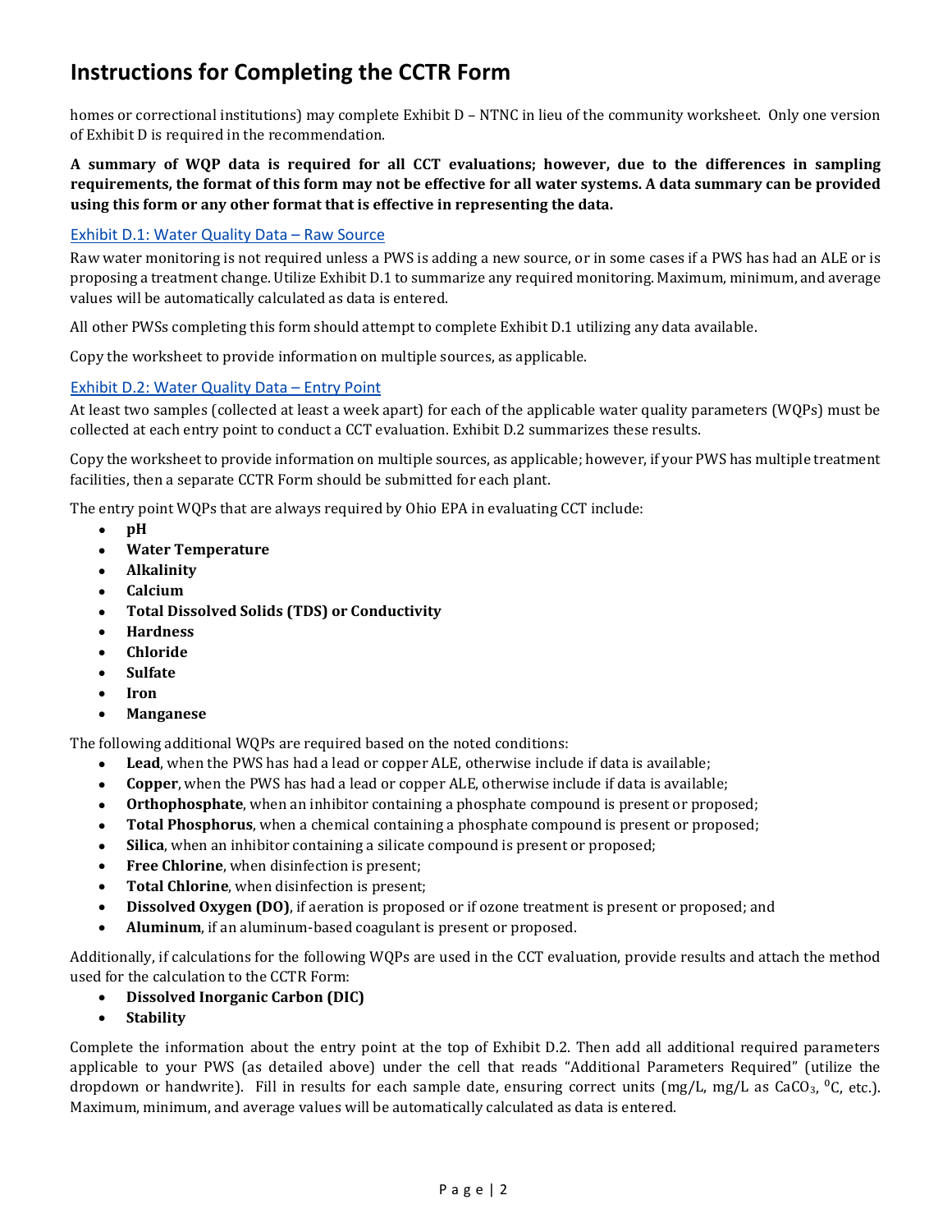# Instructions for Completing the CCTR Form

homes or correctional institutions) may complete Exhibit D – NTNC in lieu of the community worksheet. Only one version of Exhibit D is required in the recommendation.

**A summary of WQP data is required for all CCT evaluations; however, due to the differences in sampling requirements, the format of this form may not be effective for all water systems. A data summary can be provided using this form or any other format that is effective in representing the data.**

### Exhibit D.1: Water Quality Data – Raw Source

Raw water monitoring is not required unless a PWS is adding a new source, or in some cases if a PWS has had an ALE or is proposing a treatment change. Utilize Exhibit D.1 to summarize any required monitoring. Maximum, minimum, and average values will be automatically calculated as data is entered.

All other PWSs completing this form should attempt to complete Exhibit D.1 utilizing any data available.

Copy the worksheet to provide information on multiple sources, as applicable.

### Exhibit D.2: Water Quality Data – Entry Point

At least two samples (collected at least a week apart) for each of the applicable water quality parameters (WQPs) must be collected at each entry point to conduct a CCT evaluation. Exhibit D.2 summarizes these results.

Copy the worksheet to provide information on multiple sources, as applicable; however, if your PWS has multiple treatment facilities, then a separate CCTR Form should be submitted for each plant.

The entry point WQPs that are always required by Ohio EPA in evaluating CCT include:

- **pH**
- **Water Temperature**
- **Alkalinity**
- **Calcium**
- **Total Dissolved Solids (TDS) or Conductivity**
- **Hardness**
- **Chloride**
- **Sulfate**
- **Iron**
- **Manganese**

The following additional WQPs are required based on the noted conditions:

- **Lead**, when the PWS has had a lead or copper ALE, otherwise include if data is available;
- **Copper**, when the PWS has had a lead or copper ALE, otherwise include if data is available;
- **Orthophosphate**, when an inhibitor containing a phosphate compound is present or proposed;
- **Total Phosphorus**, when a chemical containing a phosphate compound is present or proposed;
- **Silica**, when an inhibitor containing a silicate compound is present or proposed;
- **Free Chlorine**, when disinfection is present;
- **Total Chlorine**, when disinfection is present;
- **Dissolved Oxygen (DO)**, if aeration is proposed or if ozone treatment is present or proposed; and
- **Aluminum**, if an aluminum-based coagulant is present or proposed.

Additionally, if calculations for the following WQPs are used in the CCT evaluation, provide results and attach the method used for the calculation to the CCTR Form:

- **Dissolved Inorganic Carbon (DIC)**
- **Stability**

Complete the information about the entry point at the top of Exhibit D.2. Then add all additional required parameters applicable to your PWS (as detailed above) under the cell that reads "Additional Parameters Required" (utilize the dropdown or handwrite). Fill in results for each sample date, ensuring correct units (mg/L, mg/L as $CaCO_3$, $^{0}C$, etc.). Maximum, minimum, and average values will be automatically calculated as data is entered.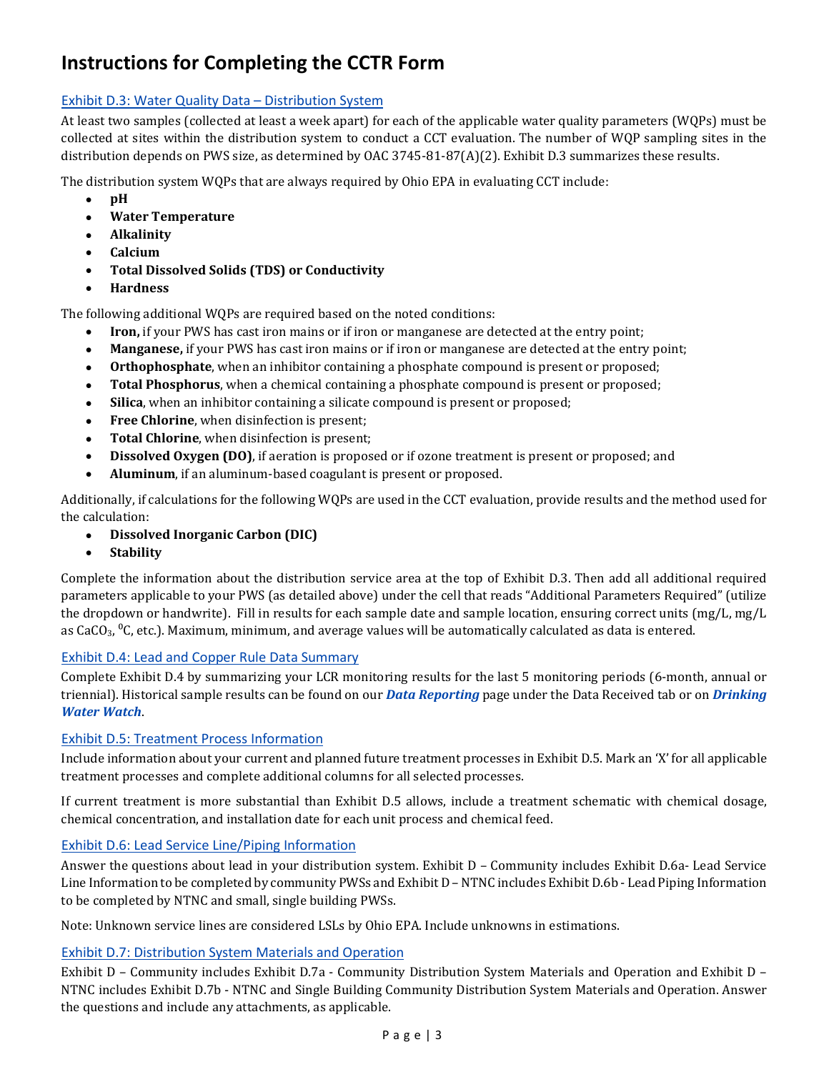# Instructions for Completing the CCTR Form

## Exhibit D.3: Water Quality Data – Distribution System

At least two samples (collected at least a week apart) for each of the applicable water quality parameters (WQPs) must be collected at sites within the distribution system to conduct a CCT evaluation. The number of WQP sampling sites in the distribution depends on PWS size, as determined by OAC 3745-81-87(A)(2). Exhibit D.3 summarizes these results.

The distribution system WQPs that are always required by Ohio EPA in evaluating CCT include:

- **pH**
- **Water Temperature**
- **Alkalinity**
- **Calcium**
- **Total Dissolved Solids (TDS) or Conductivity**
- **Hardness**

The following additional WQPs are required based on the noted conditions:

- **Iron,** if your PWS has cast iron mains or if iron or manganese are detected at the entry point;
- **Manganese,** if your PWS has cast iron mains or if iron or manganese are detected at the entry point;
- **Orthophosphate**, when an inhibitor containing a phosphate compound is present or proposed;
- **Total Phosphorus**, when a chemical containing a phosphate compound is present or proposed;
- **Silica**, when an inhibitor containing a silicate compound is present or proposed;
- **Free Chlorine**, when disinfection is present;
- **Total Chlorine**, when disinfection is present;
- **Dissolved Oxygen (DO)**, if aeration is proposed or if ozone treatment is present or proposed; and
- **Aluminum**, if an aluminum-based coagulant is present or proposed.

Additionally, if calculations for the following WQPs are used in the CCT evaluation, provide results and the method used for the calculation:

- **Dissolved Inorganic Carbon (DIC)**
- **Stability**

Complete the information about the distribution service area at the top of Exhibit D.3. Then add all additional required parameters applicable to your PWS (as detailed above) under the cell that reads "Additional Parameters Required" (utilize the dropdown or handwrite). Fill in results for each sample date and sample location, ensuring correct units (mg/L, mg/L as $CaCO_3$, $^{0}C$, etc.). Maximum, minimum, and average values will be automatically calculated as data is entered.

## Exhibit D.4: Lead and Copper Rule Data Summary

Complete Exhibit D.4 by summarizing your LCR monitoring results for the last 5 monitoring periods (6-month, annual or triennial). Historical sample results can be found on our ***Data Reporting*** page under the Data Received tab or on ***Drinking Water Watch***.

## Exhibit D.5: Treatment Process Information

Include information about your current and planned future treatment processes in Exhibit D.5. Mark an 'X' for all applicable treatment processes and complete additional columns for all selected processes.

If current treatment is more substantial than Exhibit D.5 allows, include a treatment schematic with chemical dosage, chemical concentration, and installation date for each unit process and chemical feed.

## Exhibit D.6: Lead Service Line/Piping Information

Answer the questions about lead in your distribution system. Exhibit D – Community includes Exhibit D.6a- Lead Service Line Information to be completed by community PWSs and Exhibit D – NTNC includes Exhibit D.6b - Lead Piping Information to be completed by NTNC and small, single building PWSs.

Note: Unknown service lines are considered LSLs by Ohio EPA. Include unknowns in estimations.

## Exhibit D.7: Distribution System Materials and Operation

Exhibit D – Community includes Exhibit D.7a - Community Distribution System Materials and Operation and Exhibit D – NTNC includes Exhibit D.7b - NTNC and Single Building Community Distribution System Materials and Operation. Answer the questions and include any attachments, as applicable.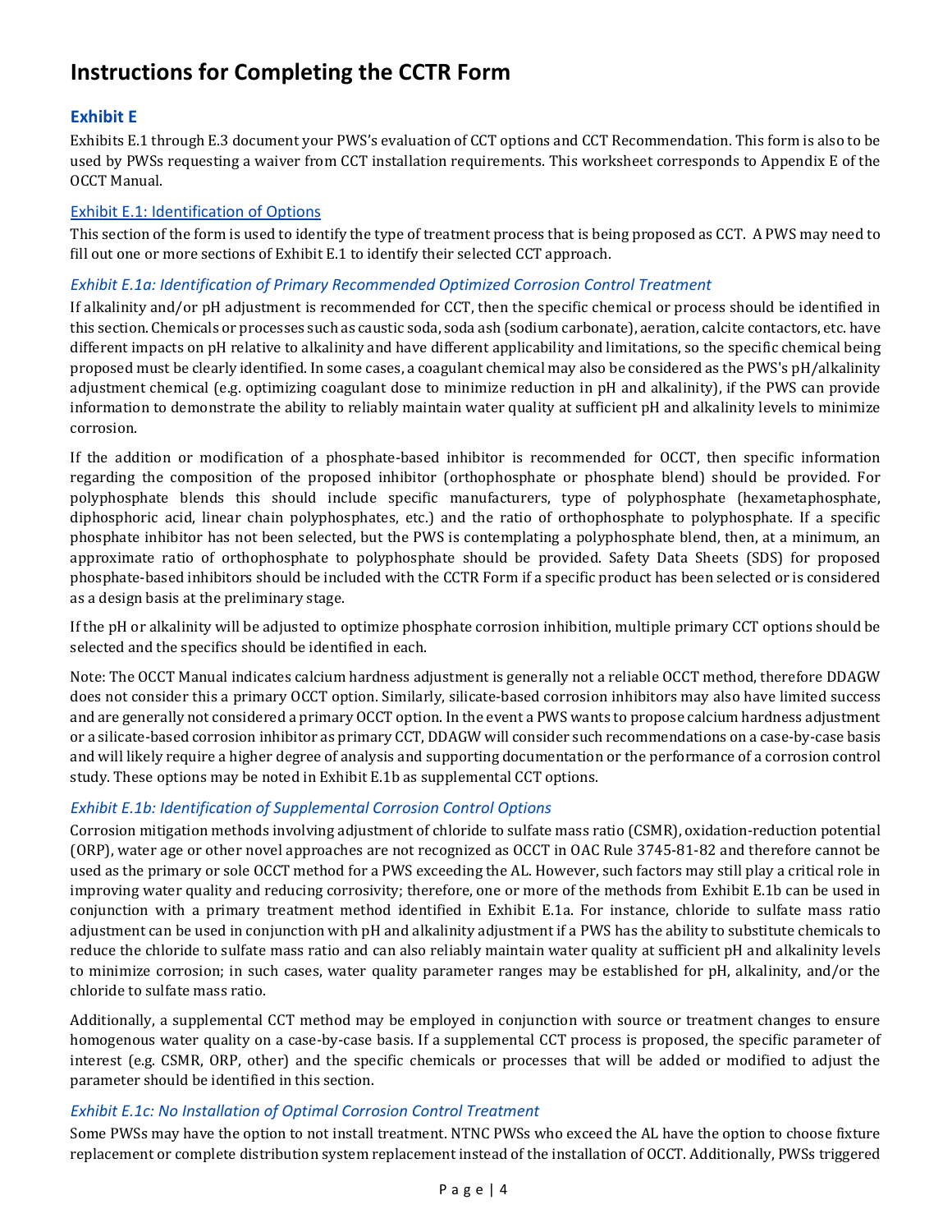# Instructions for Completing the CCTR Form

## Exhibit E

Exhibits E.1 through E.3 document your PWS's evaluation of CCT options and CCT Recommendation. This form is also to be used by PWSs requesting a waiver from CCT installation requirements. This worksheet corresponds to Appendix E of the OCCT Manual.

### Exhibit E.1: Identification of Options

This section of the form is used to identify the type of treatment process that is being proposed as CCT. A PWS may need to fill out one or more sections of Exhibit E.1 to identify their selected CCT approach.

#### *Exhibit E.1a: Identification of Primary Recommended Optimized Corrosion Control Treatment*

If alkalinity and/or pH adjustment is recommended for CCT, then the specific chemical or process should be identified in this section. Chemicals or processes such as caustic soda, soda ash (sodium carbonate), aeration, calcite contactors, etc. have different impacts on pH relative to alkalinity and have different applicability and limitations, so the specific chemical being proposed must be clearly identified. In some cases, a coagulant chemical may also be considered as the PWS's pH/alkalinity adjustment chemical (e.g. optimizing coagulant dose to minimize reduction in pH and alkalinity), if the PWS can provide information to demonstrate the ability to reliably maintain water quality at sufficient pH and alkalinity levels to minimize corrosion.

If the addition or modification of a phosphate-based inhibitor is recommended for OCCT, then specific information regarding the composition of the proposed inhibitor (orthophosphate or phosphate blend) should be provided. For polyphosphate blends this should include specific manufacturers, type of polyphosphate (hexametaphosphate, diphosphoric acid, linear chain polyphosphates, etc.) and the ratio of orthophosphate to polyphosphate. If a specific phosphate inhibitor has not been selected, but the PWS is contemplating a polyphosphate blend, then, at a minimum, an approximate ratio of orthophosphate to polyphosphate should be provided. Safety Data Sheets (SDS) for proposed phosphate-based inhibitors should be included with the CCTR Form if a specific product has been selected or is considered as a design basis at the preliminary stage.

If the pH or alkalinity will be adjusted to optimize phosphate corrosion inhibition, multiple primary CCT options should be selected and the specifics should be identified in each.

Note: The OCCT Manual indicates calcium hardness adjustment is generally not a reliable OCCT method, therefore DDAGW does not consider this a primary OCCT option. Similarly, silicate-based corrosion inhibitors may also have limited success and are generally not considered a primary OCCT option. In the event a PWS wants to propose calcium hardness adjustment or a silicate-based corrosion inhibitor as primary CCT, DDAGW will consider such recommendations on a case-by-case basis and will likely require a higher degree of analysis and supporting documentation or the performance of a corrosion control study. These options may be noted in Exhibit E.1b as supplemental CCT options.

#### *Exhibit E.1b: Identification of Supplemental Corrosion Control Options*

Corrosion mitigation methods involving adjustment of chloride to sulfate mass ratio (CSMR), oxidation-reduction potential (ORP), water age or other novel approaches are not recognized as OCCT in OAC Rule 3745-81-82 and therefore cannot be used as the primary or sole OCCT method for a PWS exceeding the AL. However, such factors may still play a critical role in improving water quality and reducing corrosivity; therefore, one or more of the methods from Exhibit E.1b can be used in conjunction with a primary treatment method identified in Exhibit E.1a. For instance, chloride to sulfate mass ratio adjustment can be used in conjunction with pH and alkalinity adjustment if a PWS has the ability to substitute chemicals to reduce the chloride to sulfate mass ratio and can also reliably maintain water quality at sufficient pH and alkalinity levels to minimize corrosion; in such cases, water quality parameter ranges may be established for pH, alkalinity, and/or the chloride to sulfate mass ratio.

Additionally, a supplemental CCT method may be employed in conjunction with source or treatment changes to ensure homogenous water quality on a case-by-case basis. If a supplemental CCT process is proposed, the specific parameter of interest (e.g. CSMR, ORP, other) and the specific chemicals or processes that will be added or modified to adjust the parameter should be identified in this section.

#### *Exhibit E.1c: No Installation of Optimal Corrosion Control Treatment*

Some PWSs may have the option to not install treatment. NTNC PWSs who exceed the AL have the option to choose fixture replacement or complete distribution system replacement instead of the installation of OCCT. Additionally, PWSs triggered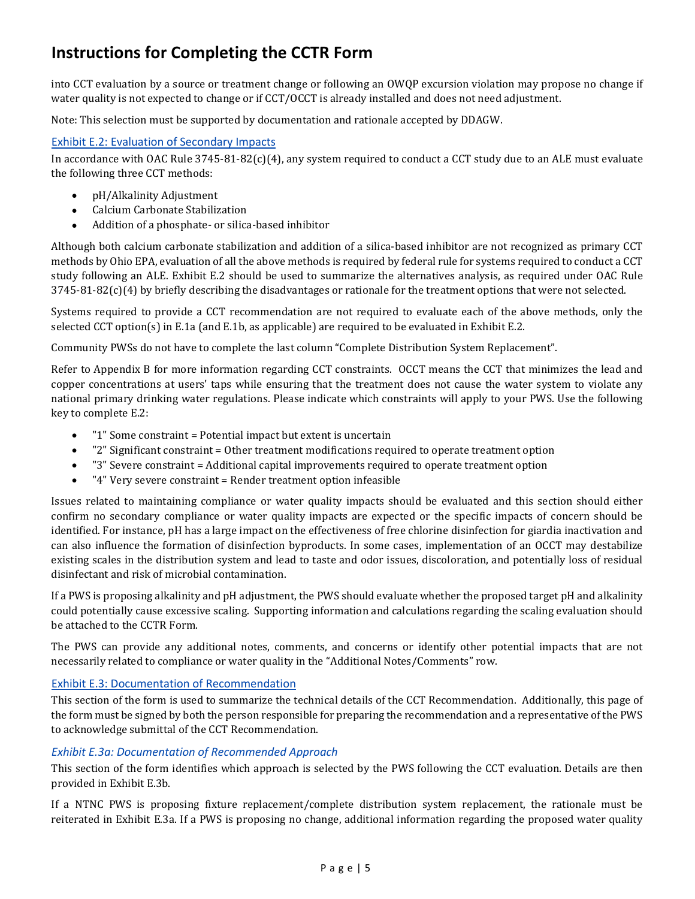# Instructions for Completing the CCTR Form

into CCT evaluation by a source or treatment change or following an OWQP excursion violation may propose no change if water quality is not expected to change or if CCT/OCCT is already installed and does not need adjustment.

Note: This selection must be supported by documentation and rationale accepted by DDAGW.

## Exhibit E.2: Evaluation of Secondary Impacts

In accordance with OAC Rule 3745-81-82(c)(4), any system required to conduct a CCT study due to an ALE must evaluate the following three CCT methods:

- pH/Alkalinity Adjustment
- Calcium Carbonate Stabilization
- Addition of a phosphate- or silica-based inhibitor

Although both calcium carbonate stabilization and addition of a silica-based inhibitor are not recognized as primary CCT methods by Ohio EPA, evaluation of all the above methods is required by federal rule for systems required to conduct a CCT study following an ALE. Exhibit E.2 should be used to summarize the alternatives analysis, as required under OAC Rule 3745-81-82(c)(4) by briefly describing the disadvantages or rationale for the treatment options that were not selected.

Systems required to provide a CCT recommendation are not required to evaluate each of the above methods, only the selected CCT option(s) in E.1a (and E.1b, as applicable) are required to be evaluated in Exhibit E.2.

Community PWSs do not have to complete the last column "Complete Distribution System Replacement".

Refer to Appendix B for more information regarding CCT constraints. OCCT means the CCT that minimizes the lead and copper concentrations at users' taps while ensuring that the treatment does not cause the water system to violate any national primary drinking water regulations. Please indicate which constraints will apply to your PWS. Use the following key to complete E.2:

- "1" Some constraint = Potential impact but extent is uncertain
- "2" Significant constraint = Other treatment modifications required to operate treatment option
- "3" Severe constraint = Additional capital improvements required to operate treatment option
- "4" Very severe constraint = Render treatment option infeasible

Issues related to maintaining compliance or water quality impacts should be evaluated and this section should either confirm no secondary compliance or water quality impacts are expected or the specific impacts of concern should be identified. For instance, pH has a large impact on the effectiveness of free chlorine disinfection for giardia inactivation and can also influence the formation of disinfection byproducts. In some cases, implementation of an OCCT may destabilize existing scales in the distribution system and lead to taste and odor issues, discoloration, and potentially loss of residual disinfectant and risk of microbial contamination.

If a PWS is proposing alkalinity and pH adjustment, the PWS should evaluate whether the proposed target pH and alkalinity could potentially cause excessive scaling. Supporting information and calculations regarding the scaling evaluation should be attached to the CCTR Form.

The PWS can provide any additional notes, comments, and concerns or identify other potential impacts that are not necessarily related to compliance or water quality in the "Additional Notes/Comments" row.

## Exhibit E.3: Documentation of Recommendation

This section of the form is used to summarize the technical details of the CCT Recommendation. Additionally, this page of the form must be signed by both the person responsible for preparing the recommendation and a representative of the PWS to acknowledge submittal of the CCT Recommendation.

### *Exhibit E.3a: Documentation of Recommended Approach*

This section of the form identifies which approach is selected by the PWS following the CCT evaluation. Details are then provided in Exhibit E.3b.

If a NTNC PWS is proposing fixture replacement/complete distribution system replacement, the rationale must be reiterated in Exhibit E.3a. If a PWS is proposing no change, additional information regarding the proposed water quality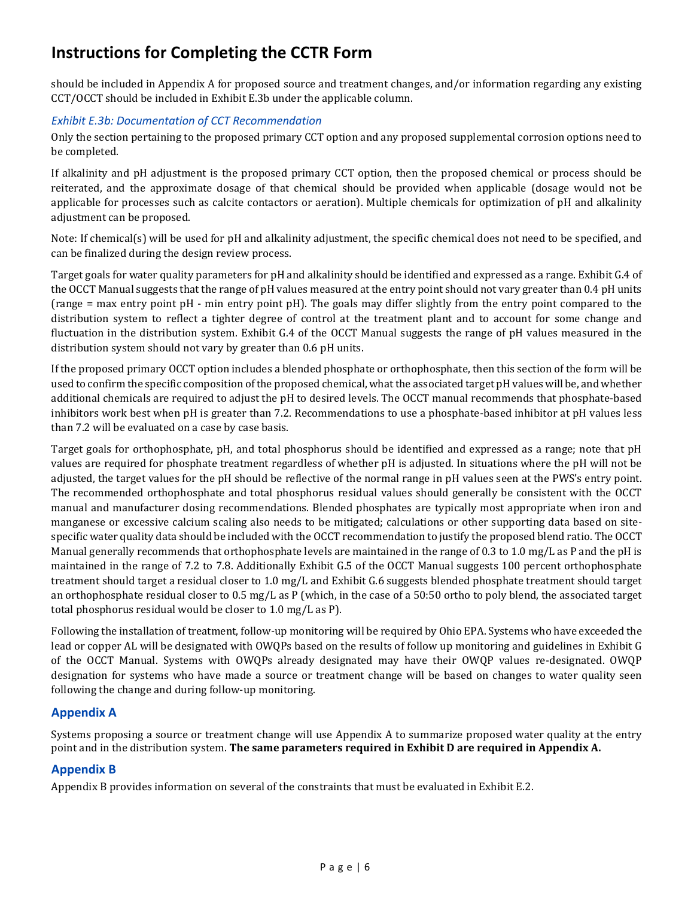# Instructions for Completing the CCTR Form

should be included in Appendix A for proposed source and treatment changes, and/or information regarding any existing CCT/OCCT should be included in Exhibit E.3b under the applicable column.

### *Exhibit E.3b: Documentation of CCT Recommendation*

Only the section pertaining to the proposed primary CCT option and any proposed supplemental corrosion options need to be completed.

If alkalinity and pH adjustment is the proposed primary CCT option, then the proposed chemical or process should be reiterated, and the approximate dosage of that chemical should be provided when applicable (dosage would not be applicable for processes such as calcite contactors or aeration). Multiple chemicals for optimization of pH and alkalinity adjustment can be proposed.

Note: If chemical(s) will be used for pH and alkalinity adjustment, the specific chemical does not need to be specified, and can be finalized during the design review process.

Target goals for water quality parameters for pH and alkalinity should be identified and expressed as a range. Exhibit G.4 of the OCCT Manual suggests that the range of pH values measured at the entry point should not vary greater than 0.4 pH units (range = max entry point pH - min entry point pH). The goals may differ slightly from the entry point compared to the distribution system to reflect a tighter degree of control at the treatment plant and to account for some change and fluctuation in the distribution system. Exhibit G.4 of the OCCT Manual suggests the range of pH values measured in the distribution system should not vary by greater than 0.6 pH units.

If the proposed primary OCCT option includes a blended phosphate or orthophosphate, then this section of the form will be used to confirm the specific composition of the proposed chemical, what the associated target pH values will be, and whether additional chemicals are required to adjust the pH to desired levels. The OCCT manual recommends that phosphate-based inhibitors work best when pH is greater than 7.2. Recommendations to use a phosphate-based inhibitor at pH values less than 7.2 will be evaluated on a case by case basis.

Target goals for orthophosphate, pH, and total phosphorus should be identified and expressed as a range; note that pH values are required for phosphate treatment regardless of whether pH is adjusted. In situations where the pH will not be adjusted, the target values for the pH should be reflective of the normal range in pH values seen at the PWS's entry point. The recommended orthophosphate and total phosphorus residual values should generally be consistent with the OCCT manual and manufacturer dosing recommendations. Blended phosphates are typically most appropriate when iron and manganese or excessive calcium scaling also needs to be mitigated; calculations or other supporting data based on site-specific water quality data should be included with the OCCT recommendation to justify the proposed blend ratio. The OCCT Manual generally recommends that orthophosphate levels are maintained in the range of 0.3 to 1.0 mg/L as P and the pH is maintained in the range of 7.2 to 7.8. Additionally Exhibit G.5 of the OCCT Manual suggests 100 percent orthophosphate treatment should target a residual closer to 1.0 mg/L and Exhibit G.6 suggests blended phosphate treatment should target an orthophosphate residual closer to 0.5 mg/L as P (which, in the case of a 50:50 ortho to poly blend, the associated target total phosphorus residual would be closer to 1.0 mg/L as P).

Following the installation of treatment, follow-up monitoring will be required by Ohio EPA. Systems who have exceeded the lead or copper AL will be designated with OWQPs based on the results of follow up monitoring and guidelines in Exhibit G of the OCCT Manual. Systems with OWQPs already designated may have their OWQP values re-designated. OWQP designation for systems who have made a source or treatment change will be based on changes to water quality seen following the change and during follow-up monitoring.

## Appendix A

Systems proposing a source or treatment change will use Appendix A to summarize proposed water quality at the entry point and in the distribution system. **The same parameters required in Exhibit D are required in Appendix A.**

## Appendix B

Appendix B provides information on several of the constraints that must be evaluated in Exhibit E.2.